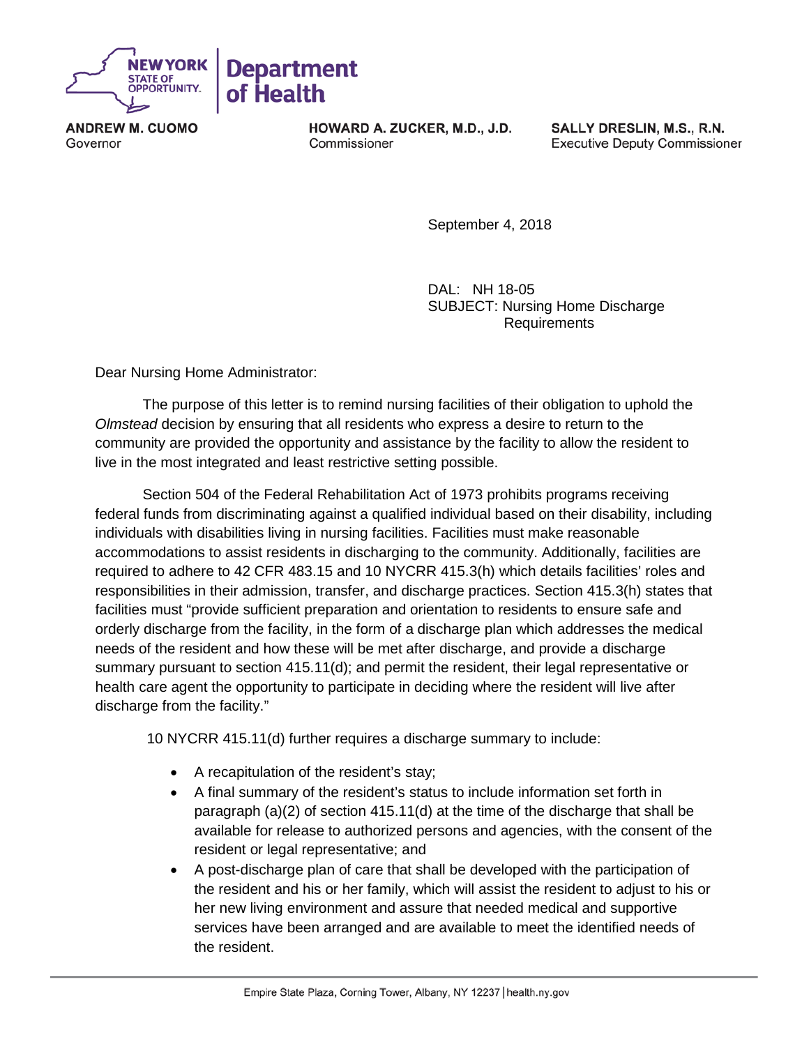**NEW YORK STATE OF OPPORTUNITY.** | **Department of Health**

**ANDREW M. CUOMO**
Governor

**HOWARD A. ZUCKER, M.D., J.D.**
Commissioner

**SALLY DRESLIN, M.S., R.N.**
Executive Deputy Commissioner

September 4, 2018

DAL: NH 18-05
SUBJECT: Nursing Home Discharge Requirements

Dear Nursing Home Administrator:

The purpose of this letter is to remind nursing facilities of their obligation to uphold the *Olmstead* decision by ensuring that all residents who express a desire to return to the community are provided the opportunity and assistance by the facility to allow the resident to live in the most integrated and least restrictive setting possible.

Section 504 of the Federal Rehabilitation Act of 1973 prohibits programs receiving federal funds from discriminating against a qualified individual based on their disability, including individuals with disabilities living in nursing facilities. Facilities must make reasonable accommodations to assist residents in discharging to the community. Additionally, facilities are required to adhere to 42 CFR 483.15 and 10 NYCRR 415.3(h) which details facilities' roles and responsibilities in their admission, transfer, and discharge practices. Section 415.3(h) states that facilities must "provide sufficient preparation and orientation to residents to ensure safe and orderly discharge from the facility, in the form of a discharge plan which addresses the medical needs of the resident and how these will be met after discharge, and provide a discharge summary pursuant to section 415.11(d); and permit the resident, their legal representative or health care agent the opportunity to participate in deciding where the resident will live after discharge from the facility."

10 NYCRR 415.11(d) further requires a discharge summary to include:

- A recapitulation of the resident's stay;
- A final summary of the resident's status to include information set forth in paragraph (a)(2) of section 415.11(d) at the time of the discharge that shall be available for release to authorized persons and agencies, with the consent of the resident or legal representative; and
- A post-discharge plan of care that shall be developed with the participation of the resident and his or her family, which will assist the resident to adjust to his or her new living environment and assure that needed medical and supportive services have been arranged and are available to meet the identified needs of the resident.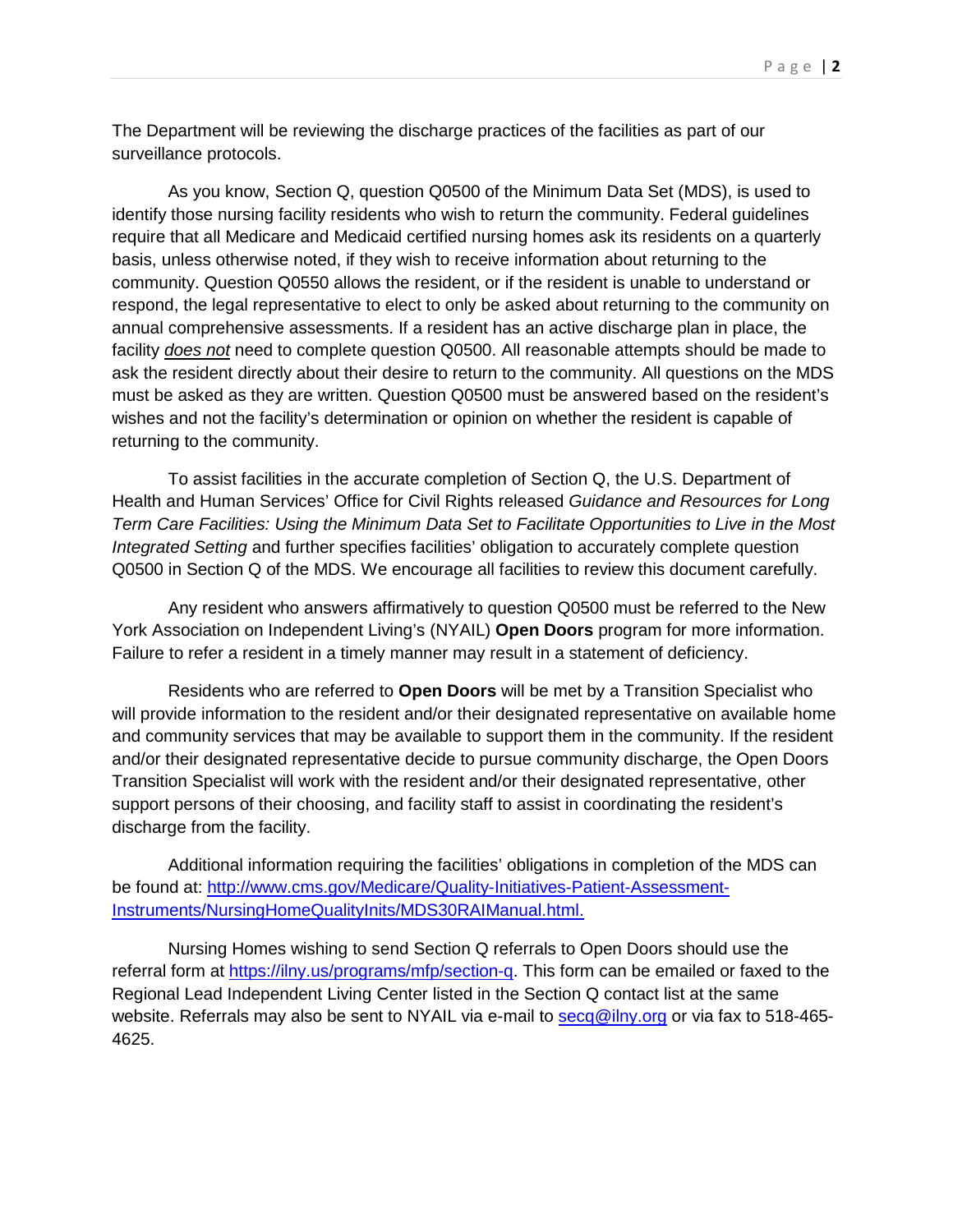The Department will be reviewing the discharge practices of the facilities as part of our surveillance protocols.

As you know, Section Q, question Q0500 of the Minimum Data Set (MDS), is used to identify those nursing facility residents who wish to return the community. Federal guidelines require that all Medicare and Medicaid certified nursing homes ask its residents on a quarterly basis, unless otherwise noted, if they wish to receive information about returning to the community. Question Q0550 allows the resident, or if the resident is unable to understand or respond, the legal representative to elect to only be asked about returning to the community on annual comprehensive assessments. If a resident has an active discharge plan in place, the facility ***does not*** need to complete question Q0500. All reasonable attempts should be made to ask the resident directly about their desire to return to the community. All questions on the MDS must be asked as they are written. Question Q0500 must be answered based on the resident's wishes and not the facility's determination or opinion on whether the resident is capable of returning to the community.

To assist facilities in the accurate completion of Section Q, the U.S. Department of Health and Human Services' Office for Civil Rights released *Guidance and Resources for Long Term Care Facilities: Using the Minimum Data Set to Facilitate Opportunities to Live in the Most Integrated Setting* and further specifies facilities' obligation to accurately complete question Q0500 in Section Q of the MDS. We encourage all facilities to review this document carefully.

Any resident who answers affirmatively to question Q0500 must be referred to the New York Association on Independent Living's (NYAIL) **Open Doors** program for more information. Failure to refer a resident in a timely manner may result in a statement of deficiency.

Residents who are referred to **Open Doors** will be met by a Transition Specialist who will provide information to the resident and/or their designated representative on available home and community services that may be available to support them in the community. If the resident and/or their designated representative decide to pursue community discharge, the Open Doors Transition Specialist will work with the resident and/or their designated representative, other support persons of their choosing, and facility staff to assist in coordinating the resident's discharge from the facility.

Additional information requiring the facilities' obligations in completion of the MDS can be found at: http://www.cms.gov/Medicare/Quality-Initiatives-Patient-Assessment-Instruments/NursingHomeQualityInits/MDS30RAIManual.html.

Nursing Homes wishing to send Section Q referrals to Open Doors should use the referral form at https://ilny.us/programs/mfp/section-q. This form can be emailed or faxed to the Regional Lead Independent Living Center listed in the Section Q contact list at the same website. Referrals may also be sent to NYAIL via e-mail to secq@ilny.org or via fax to 518-465-4625.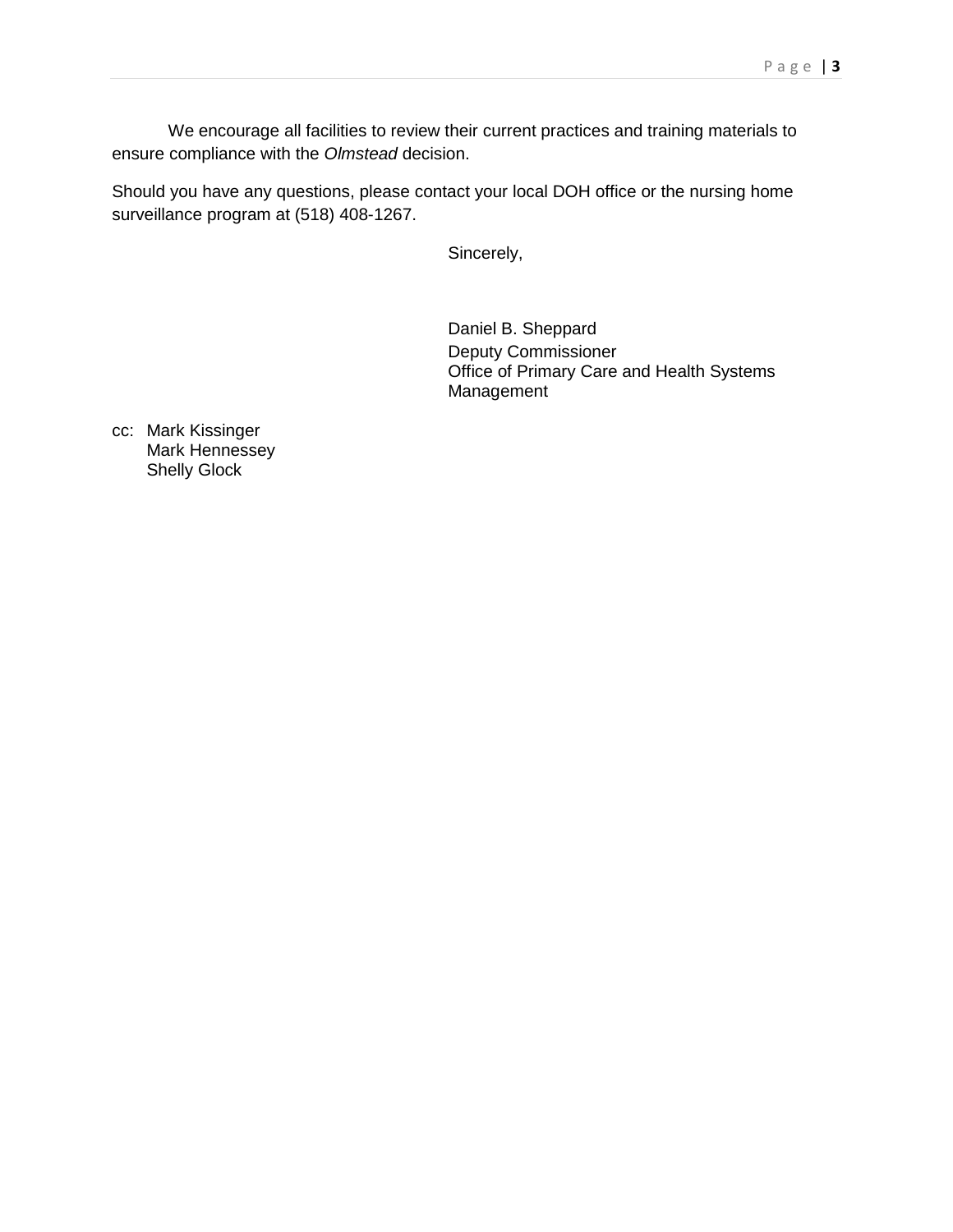We encourage all facilities to review their current practices and training materials to ensure compliance with the *Olmstead* decision.

Should you have any questions, please contact your local DOH office or the nursing home surveillance program at (518) 408-1267.

Sincerely,

Daniel B. Sheppard
Deputy Commissioner
Office of Primary Care and Health Systems Management

cc: Mark Kissinger
Mark Hennessey
Shelly Glock